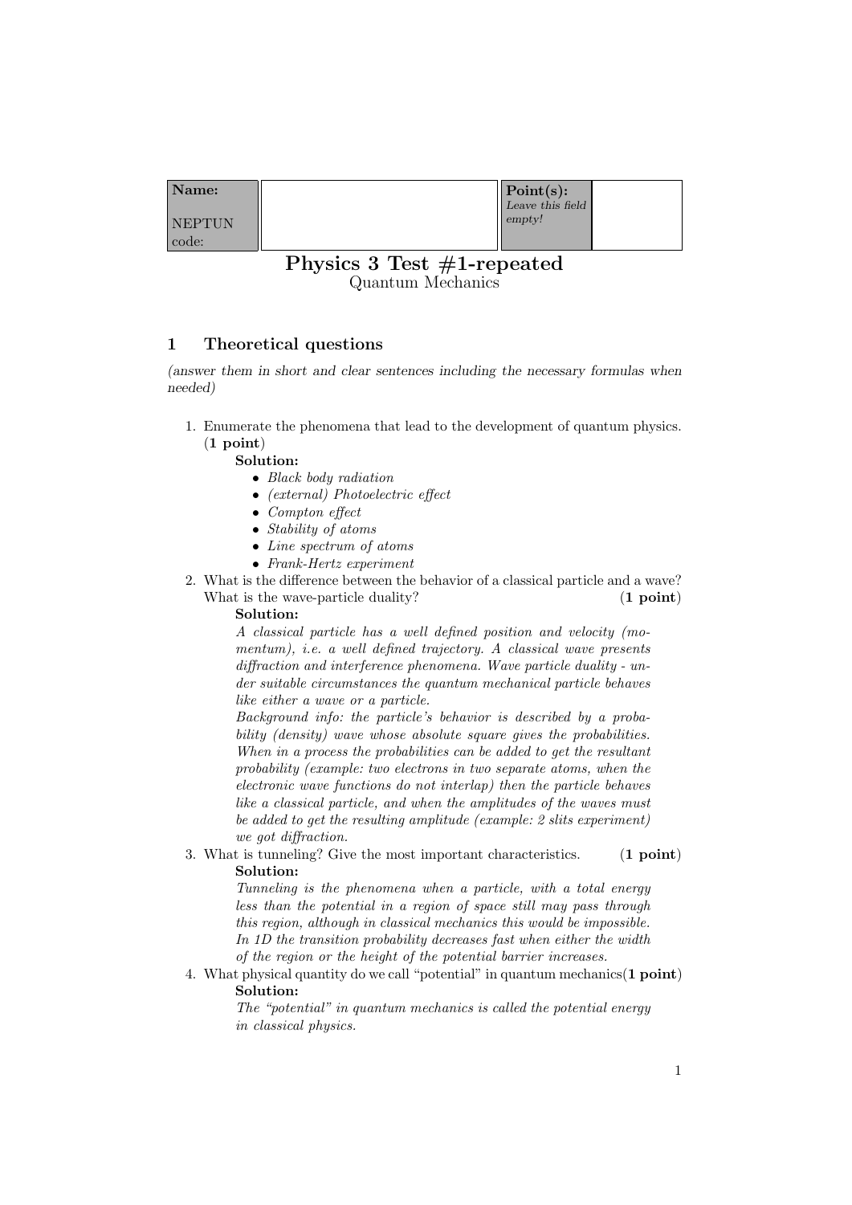| Name: NEPTUN code: | | Point(s): *Leave this field empty!* | |
|---|---|---|---|

# Physics 3 Test #1-repeated

Quantum Mechanics

## 1 Theoretical questions

*(answer them in short and clear sentences including the necessary formulas when needed)*

1. Enumerate the phenomena that lead to the development of quantum physics. (**1 point**)

   **Solution:**
   - *Black body radiation*
   - *(external) Photoelectric effect*
   - *Compton effect*
   - *Stability of atoms*
   - *Line spectrum of atoms*
   - *Frank-Hertz experiment*

2. What is the difference between the behavior of a classical particle and a wave? What is the wave-particle duality? (**1 point**)

   **Solution:**

   *A classical particle has a well defined position and velocity (momentum), i.e. a well defined trajectory. A classical wave presents diffraction and interference phenomena. Wave particle duality - under suitable circumstances the quantum mechanical particle behaves like either a wave or a particle.*

   *Background info: the particle's behavior is described by a probability (density) wave whose absolute square gives the probabilities. When in a process the probabilities can be added to get the resultant probability (example: two electrons in two separate atoms, when the electronic wave functions do not interlap) then the particle behaves like a classical particle, and when the amplitudes of the waves must be added to get the resulting amplitude (example: 2 slits experiment) we got diffraction.*

3. What is tunneling? Give the most important characteristics. (**1 point**)

   **Solution:**

   *Tunneling is the phenomena when a particle, with a total energy less than the potential in a region of space still may pass through this region, although in classical mechanics this would be impossible. In 1D the transition probability decreases fast when either the width of the region or the height of the potential barrier increases.*

4. What physical quantity do we call "potential" in quantum mechanics(**1 point**)

   **Solution:**

   *The "potential" in quantum mechanics is called the potential energy in classical physics.*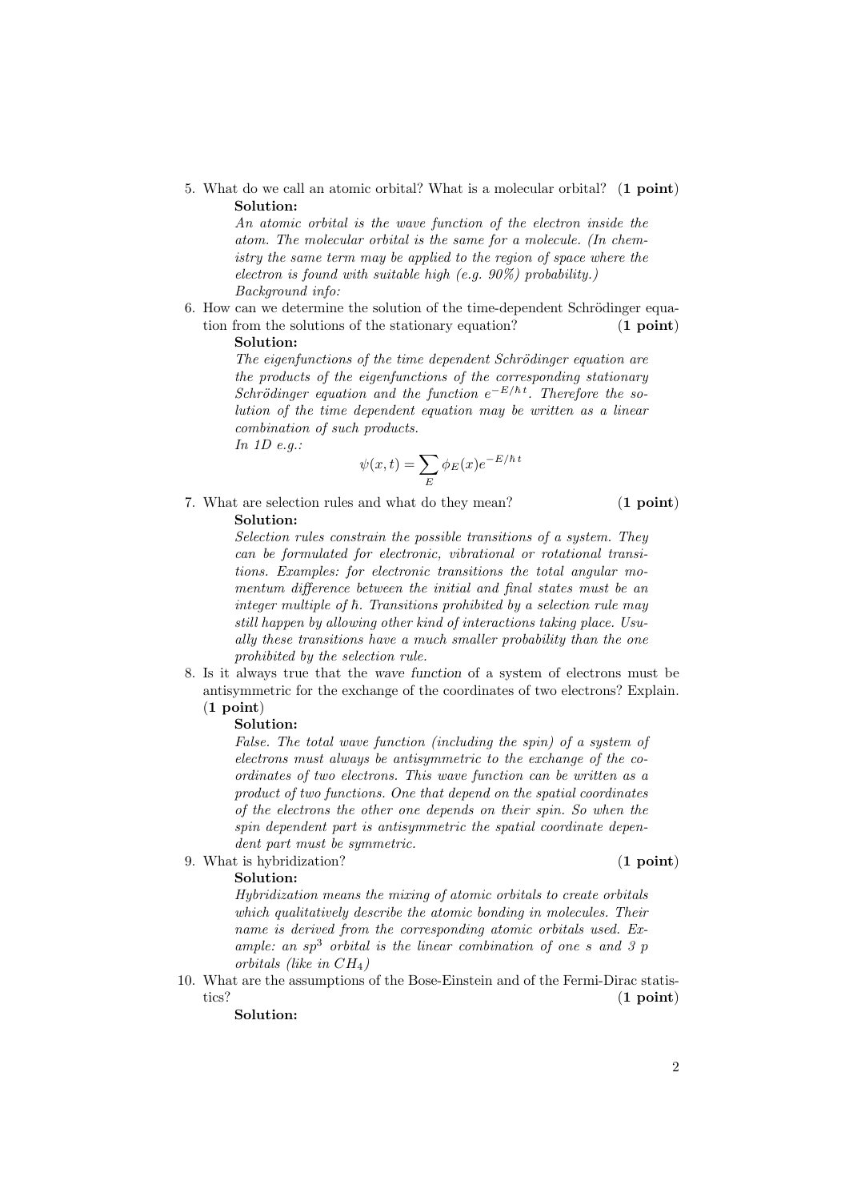5. What do we call an atomic orbital? What is a molecular orbital? (**1 point**)

   **Solution:**

   *An atomic orbital is the wave function of the electron inside the atom. The molecular orbital is the same for a molecule. (In chemistry the same term may be applied to the region of space where the electron is found with suitable high (e.g. 90%) probability.)*

   *Background info:*

6. How can we determine the solution of the time-dependent Schrödinger equation from the solutions of the stationary equation? (**1 point**)

   **Solution:**

   *The eigenfunctions of the time dependent Schrödinger equation are the products of the eigenfunctions of the corresponding stationary Schrödinger equation and the function $e^{-E/\hbar t}$. Therefore the solution of the time dependent equation may be written as a linear combination of such products.*

   *In 1D e.g.:*

   $$\psi(x,t) = \sum_E \phi_E(x) e^{-E/\hbar t}$$

7. What are selection rules and what do they mean? (**1 point**)

   **Solution:**

   *Selection rules constrain the possible transitions of a system. They can be formulated for electronic, vibrational or rotational transitions. Examples: for electronic transitions the total angular momentum difference between the initial and final states must be an integer multiple of $\hbar$. Transitions prohibited by a selection rule may still happen by allowing other kind of interactions taking place. Usually these transitions have a much smaller probability than the one prohibited by the selection rule.*

8. Is it always true that the *wave function* of a system of electrons must be antisymmetric for the exchange of the coordinates of two electrons? Explain. (**1 point**)

   **Solution:**

   *False. The total wave function (including the spin) of a system of electrons must always be antisymmetric to the exchange of the coordinates of two electrons. This wave function can be written as a product of two functions. One that depend on the spatial coordinates of the electrons the other one depends on their spin. So when the spin dependent part is antisymmetric the spatial coordinate dependent part must be symmetric.*

9. What is hybridization? (**1 point**)

   **Solution:**

   *Hybridization means the mixing of atomic orbitals to create orbitals which qualitatively describe the atomic bonding in molecules. Their name is derived from the corresponding atomic orbitals used. Example: an $sp^3$ orbital is the linear combination of one s and 3 p orbitals (like in $CH_4$)*

10. What are the assumptions of the Bose-Einstein and of the Fermi-Dirac statistics? (**1 point**)

    **Solution:**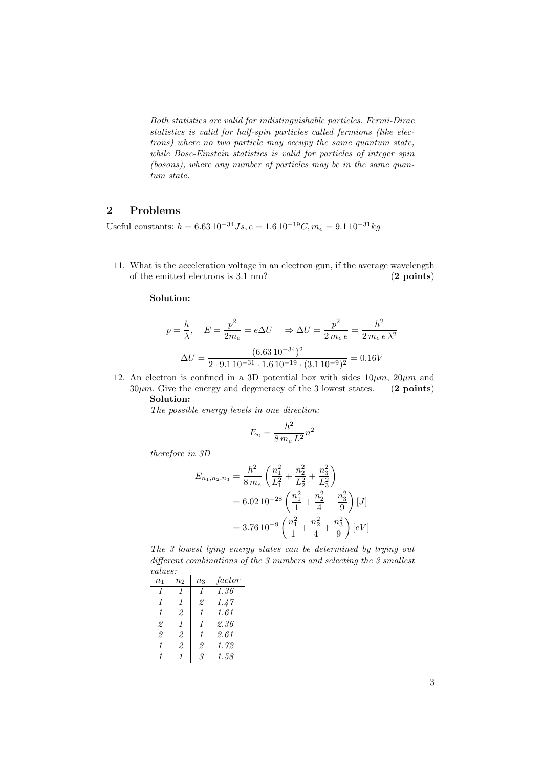*Both statistics are valid for indistinguishable particles. Fermi-Dirac statistics is valid for half-spin particles called fermions (like electrons) where no two particle may occupy the same quantum state, while Bose-Einstein statistics is valid for particles of integer spin (bosons), where any number of particles may be in the same quantum state.*

## 2 Problems

Useful constants: $h = 6.63\,10^{-34} Js, e = 1.6\,10^{-19} C, m_e = 9.1\,10^{-31} kg$

11. What is the acceleration voltage in an electron gun, if the average wavelength of the emitted electrons is 3.1 nm? (**2 points**)

    **Solution:**

    $$p = \frac{h}{\lambda}, \quad E = \frac{p^2}{2m_e} = e\Delta U \quad \Rightarrow \Delta U = \frac{p^2}{2\,m_e\,e} = \frac{h^2}{2\,m_e\,e\,\lambda^2}$$

    $$\Delta U = \frac{(6.63\,10^{-34})^2}{2 \cdot 9.1\,10^{-31} \cdot 1.6\,10^{-19} \cdot (3.1\,10^{-9})^2} = 0.16V$$

12. An electron is confined in a 3D potential box with sides $10\mu m$, $20\mu m$ and $30\mu m$. Give the energy and degeneracy of the 3 lowest states. (**2 points**)

    **Solution:**

    *The possible energy levels in one direction:*

    $$E_n = \frac{h^2}{8\,m_e\,L^2} n^2$$

    *therefore in 3D*

    $$\begin{aligned} E_{n_1,n_2,n_3} &= \frac{h^2}{8\,m_e} \left( \frac{n_1^2}{L_1^2} + \frac{n_2^2}{L_2^2} + \frac{n_3^2}{L_3^2} \right) \\ &= 6.02\,10^{-28} \left( \frac{n_1^2}{1} + \frac{n_2^2}{4} + \frac{n_3^2}{9} \right) [J] \\ &= 3.76\,10^{-9} \left( \frac{n_1^2}{1} + \frac{n_2^2}{4} + \frac{n_3^2}{9} \right) [eV] \end{aligned}$$

    *The 3 lowest lying energy states can be determined by trying out different combinations of the 3 numbers and selecting the 3 smallest values:*

| $n_1$ | $n_2$ | $n_3$ | *factor* |
|---|---|---|---|
| *1* | *1* | *1* | *1.36* |
| *1* | *1* | *2* | *1.47* |
| *1* | *2* | *1* | *1.61* |
| *2* | *1* | *1* | *2.36* |
| *2* | *2* | *1* | *2.61* |
| *1* | *2* | *2* | *1.72* |
| *1* | *1* | *3* | *1.58* |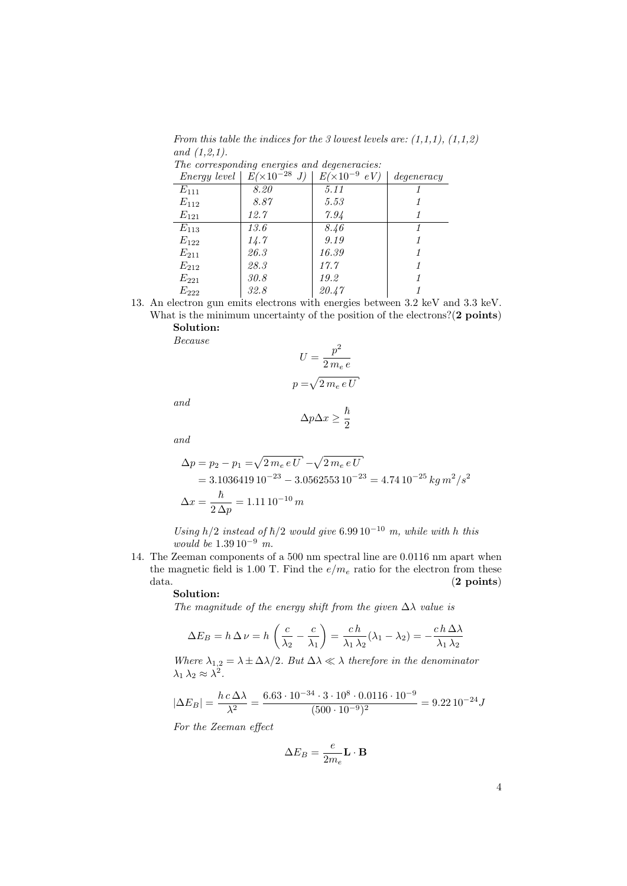*From this table the indices for the 3 lowest levels are: (1,1,1), (1,1,2) and (1,2,1).*

*The corresponding energies and degeneracies:*

| *Energy level* | $E(\times 10^{-28}\ J)$ | $E(\times 10^{-9}\ eV)$ | *degeneracy* |
|---|---|---|---|
| $E_{111}$ | *8.20* | *5.11* | *1* |
| $E_{112}$ | *8.87* | *5.53* | *1* |
| $E_{121}$ | *12.7* | *7.94* | *1* |
| $E_{113}$ | *13.6* | *8.46* | *1* |
| $E_{122}$ | *14.7* | *9.19* | *1* |
| $E_{211}$ | *26.3* | *16.39* | *1* |
| $E_{212}$ | *28.3* | *17.7* | *1* |
| $E_{221}$ | *30.8* | *19.2* | *1* |
| $E_{222}$ | *32.8* | *20.47* | *1* |

13. An electron gun emits electrons with energies between 3.2 keV and 3.3 keV. What is the minimum uncertainty of the position of the electrons?(**2 points**)

    **Solution:**

    *Because*

    $$U = \frac{p^2}{2\,m_e\,e}$$
    $$p = \sqrt{2\,m_e\,e\,U}$$

    *and*

    $$\Delta p \Delta x \geq \frac{\hbar}{2}$$

    *and*

    $$\begin{aligned}\Delta p &= p_2 - p_1 = \sqrt{2\,m_e\,e\,U} - \sqrt{2\,m_e\,e\,U} \\ &= 3.1036419\,10^{-23} - 3.0562553\,10^{-23} = 4.74\,10^{-25}\,kg\,m^2/s^2 \\ \Delta x &= \frac{\hbar}{2\,\Delta p} = 1.11\,10^{-10}\,m\end{aligned}$$

    *Using $h/2$ instead of $\hbar/2$ would give $6.99\,10^{-10}$ m, while with $h$ this would be $1.39\,10^{-9}$ m.*

14. The Zeeman components of a 500 nm spectral line are 0.0116 nm apart when the magnetic field is 1.00 T. Find the $e/m_e$ ratio for the electron from these data. (**2 points**)

    **Solution:**

    *The magnitude of the energy shift from the given $\Delta\lambda$ value is*

    $$\Delta E_B = h\,\Delta\nu = h\left(\frac{c}{\lambda_2} - \frac{c}{\lambda_1}\right) = \frac{c\,h}{\lambda_1\,\lambda_2}(\lambda_1 - \lambda_2) = -\frac{c\,h\,\Delta\lambda}{\lambda_1\,\lambda_2}$$

    *Where $\lambda_{1,2} = \lambda \pm \Delta\lambda/2$. But $\Delta\lambda \ll \lambda$ therefore in the denominator $\lambda_1\,\lambda_2 \approx \lambda^2$.*

    $$|\Delta E_B| = \frac{h\,c\,\Delta\lambda}{\lambda^2} = \frac{6.63\cdot 10^{-34}\cdot 3\cdot 10^8\cdot 0.0116\cdot 10^{-9}}{(500\cdot 10^{-9})^2} = 9.22\,10^{-24}J$$

    *For the Zeeman effect*

    $$\Delta E_B = \frac{e}{2m_e}\mathbf{L}\cdot\mathbf{B}$$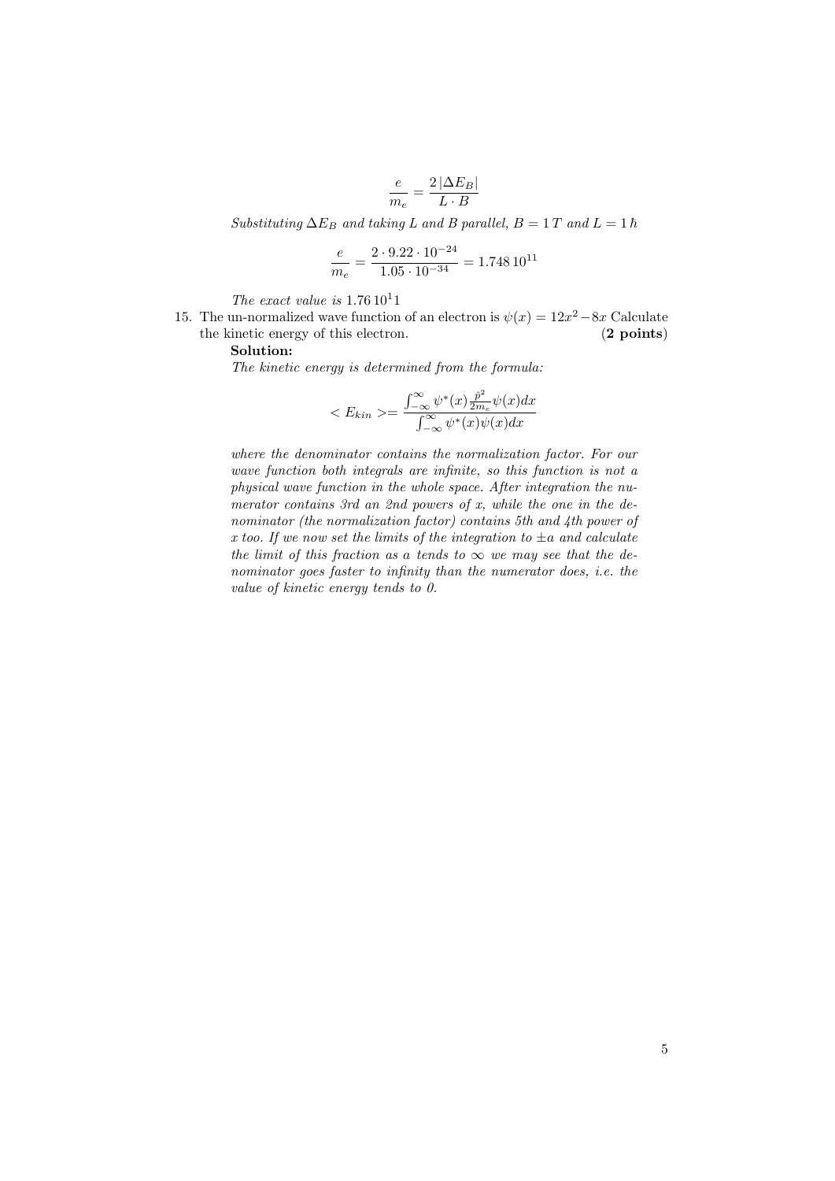$$\frac{e}{m_e} = \frac{2\,|\Delta E_B|}{L \cdot B}$$

*Substituting $\Delta E_B$ and taking $L$ and $B$ parallel, $B = 1\,T$ and $L = 1\,\hbar$*

$$\frac{e}{m_e} = \frac{2 \cdot 9.22 \cdot 10^{-24}}{1.05 \cdot 10^{-34}} = 1.748\,10^{11}$$

*The exact value is $1.76\,10^{1}1$*

15. The un-normalized wave function of an electron is $\psi(x) = 12x^2 - 8x$ Calculate the kinetic energy of this electron. (**2 points**)

**Solution:**

*The kinetic energy is determined from the formula:*

$$< E_{kin} >= \frac{\int_{-\infty}^{\infty} \psi^*(x) \frac{\hat{p}^2}{2m_e} \psi(x) dx}{\int_{-\infty}^{\infty} \psi^*(x) \psi(x) dx}$$

*where the denominator contains the normalization factor. For our wave function both integrals are infinite, so this function is not a physical wave function in the whole space. After integration the numerator contains 3rd an 2nd powers of x, while the one in the denominator (the normalization factor) contains 5th and 4th power of x too. If we now set the limits of the integration to $\pm a$ and calculate the limit of this fraction as a tends to $\infty$ we may see that the denominator goes faster to infinity than the numerator does, i.e. the value of kinetic energy tends to 0.*